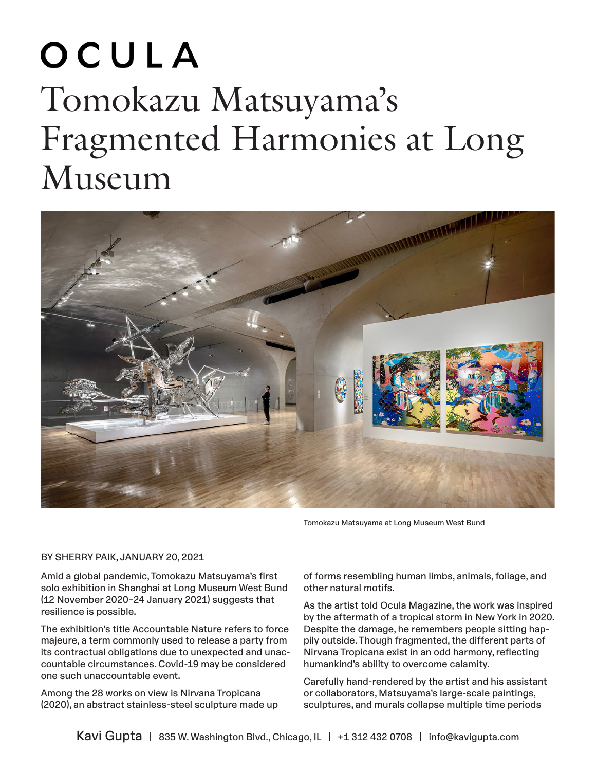OCULA

# Tomokazu Matsuyama's Fragmented Harmonies at Long Museum

Tomokazu Matsuyama at Long Museum West Bund

BY SHERRY PAIK, JANUARY 20, 2021

Amid a global pandemic, Tomokazu Matsuyama's first solo exhibition in Shanghai at Long Museum West Bund (12 November 2020–24 January 2021) suggests that resilience is possible.

The exhibition's title Accountable Nature refers to force majeure, a term commonly used to release a party from its contractual obligations due to unexpected and unaccountable circumstances. Covid-19 may be considered one such unaccountable event.

Among the 28 works on view is Nirvana Tropicana (2020), an abstract stainless-steel sculpture made up of forms resembling human limbs, animals, foliage, and other natural motifs.

As the artist told Ocula Magazine, the work was inspired by the aftermath of a tropical storm in New York in 2020. Despite the damage, he remembers people sitting happily outside. Though fragmented, the different parts of Nirvana Tropicana exist in an odd harmony, reflecting humankind's ability to overcome calamity.

Carefully hand-rendered by the artist and his assistant or collaborators, Matsuyama's large-scale paintings, sculptures, and murals collapse multiple time periods

Kavi Gupta | 835 W. Washington Blvd., Chicago, IL | +1 312 432 0708 | info@kavigupta.com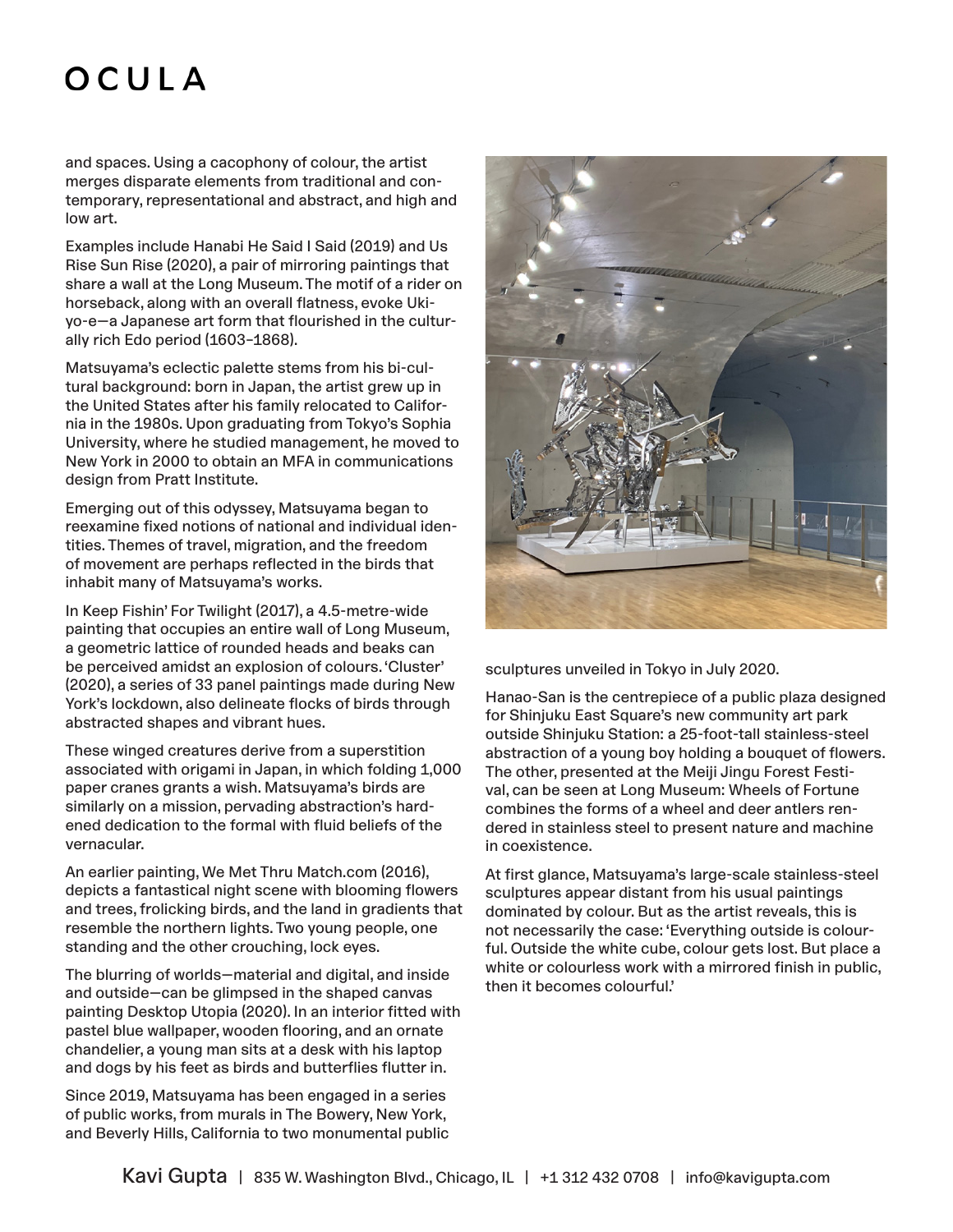and spaces. Using a cacophony of colour, the artist merges disparate elements from traditional and contemporary, representational and abstract, and high and low art.

Examples include Hanabi He Said I Said (2019) and Us Rise Sun Rise (2020), a pair of mirroring paintings that share a wall at the Long Museum. The motif of a rider on horseback, along with an overall flatness, evoke Ukiyo-e—a Japanese art form that flourished in the culturally rich Edo period (1603–1868).

Matsuyama's eclectic palette stems from his bi-cultural background: born in Japan, the artist grew up in the United States after his family relocated to California in the 1980s. Upon graduating from Tokyo's Sophia University, where he studied management, he moved to New York in 2000 to obtain an MFA in communications design from Pratt Institute.

Emerging out of this odyssey, Matsuyama began to reexamine fixed notions of national and individual identities. Themes of travel, migration, and the freedom of movement are perhaps reflected in the birds that inhabit many of Matsuyama's works.

In Keep Fishin' For Twilight (2017), a 4.5-metre-wide painting that occupies an entire wall of Long Museum, a geometric lattice of rounded heads and beaks can be perceived amidst an explosion of colours. 'Cluster' (2020), a series of 33 panel paintings made during New York's lockdown, also delineate flocks of birds through abstracted shapes and vibrant hues.

These winged creatures derive from a superstition associated with origami in Japan, in which folding 1,000 paper cranes grants a wish. Matsuyama's birds are similarly on a mission, pervading abstraction's hardened dedication to the formal with fluid beliefs of the vernacular.

An earlier painting, We Met Thru Match.com (2016), depicts a fantastical night scene with blooming flowers and trees, frolicking birds, and the land in gradients that resemble the northern lights. Two young people, one standing and the other crouching, lock eyes.

The blurring of worlds—material and digital, and inside and outside—can be glimpsed in the shaped canvas painting Desktop Utopia (2020). In an interior fitted with pastel blue wallpaper, wooden flooring, and an ornate chandelier, a young man sits at a desk with his laptop and dogs by his feet as birds and butterflies flutter in.

Since 2019, Matsuyama has been engaged in a series of public works, from murals in The Bowery, New York, and Beverly Hills, California to two monumental public sculptures unveiled in Tokyo in July 2020.

Hanao-San is the centrepiece of a public plaza designed for Shinjuku East Square's new community art park outside Shinjuku Station: a 25-foot-tall stainless-steel abstraction of a young boy holding a bouquet of flowers. The other, presented at the Meiji Jingu Forest Festival, can be seen at Long Museum: Wheels of Fortune combines the forms of a wheel and deer antlers rendered in stainless steel to present nature and machine in coexistence.

At first glance, Matsuyama's large-scale stainless-steel sculptures appear distant from his usual paintings dominated by colour. But as the artist reveals, this is not necessarily the case: 'Everything outside is colourful. Outside the white cube, colour gets lost. But place a white or colourless work with a mirrored finish in public, then it becomes colourful.'